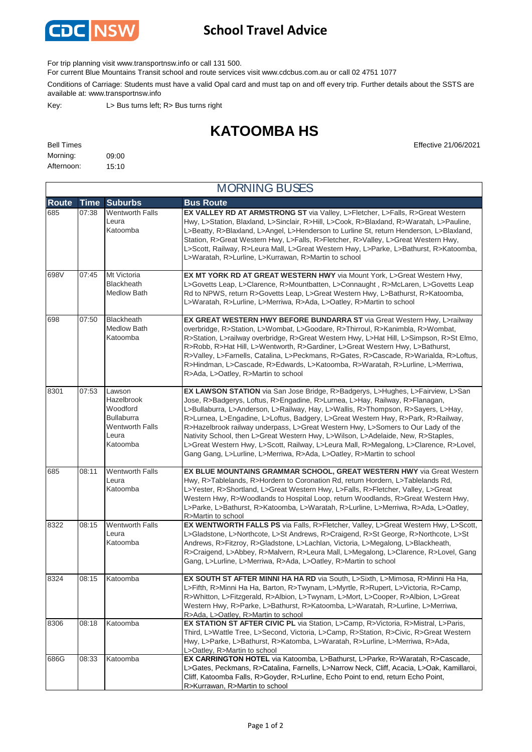CDC NSW

# School Travel Advice

For trip planning visit www.transportnsw.info or call 131 500.

For current Blue Mountains Transit school and route services visit www.cdcbus.com.au or call 02 4751 1077

Conditions of Carriage: Students must have a valid Opal card and must tap on and off every trip. Further details about the SSTS are available at: www.transportnsw.info

Key: L> Bus turns left; R> Bus turns right

## KATOOMBA HS

Effective 21/06/2021

Bell Times

Morning: 09:00

Afternoon: 15:10

### MORNING BUSES

| Route | Time | Suburbs | Bus Route |
|---|---|---|---|
| 685 | 07:38 | Wentworth Falls<br>Leura<br>Katoomba | **EX VALLEY RD AT ARMSTRONG ST** via Valley, L>Fletcher, L>Falls, R>Great Western Hwy, L>Station, Blaxland, L>Sinclair, R>Hill, L>Cook, R>Blaxland, R>Waratah, L>Pauline, L>Beatty, R>Blaxland, L>Angel, L>Henderson to Lurline St, return Henderson, L>Blaxland, Station, R>Great Western Hwy, L>Falls, R>Fletcher, R>Valley, L>Great Western Hwy, L>Scott, Railway, R>Leura Mall, L>Great Western Hwy, L>Parke, L>Bathurst, R>Katoomba, L>Waratah, R>Lurline, L>Kurrawan, R>Martin to school |
| 698V | 07:45 | Mt Victoria<br>Blackheath<br>Medlow Bath | **EX MT YORK RD AT GREAT WESTERN HWY** via Mount York, L>Great Western Hwy, L>Govetts Leap, L>Clarence, R>Mountbatten, L>Connaught , R>McLaren, L>Govetts Leap Rd to NPWS, return R>Govetts Leap, L>Great Western Hwy, L>Bathurst, R>Katoomba, L>Waratah, R>Lurline, L>Merriwa, R>Ada, L>Oatley, R>Martin to school |
| 698 | 07:50 | Blackheath<br>Medlow Bath<br>Katoomba | **EX GREAT WESTERN HWY BEFORE BUNDARRA ST** via Great Western Hwy, L>railway overbridge, R>Station, L>Wombat, L>Goodare, R>Thirroul, R>Kanimbla, R>Wombat, R>Station, L>railway overbridge, R>Great Western Hwy, L>Hat Hill, L>Simpson, R>St Elmo, R>Robb, R>Hat Hill, L>Wentworth, R>Gardiner, L>Great Western Hwy, L>Bathurst, R>Valley, L>Farnells, Catalina, L>Peckmans, R>Gates, R>Cascade, R>Warialda, R>Loftus, R>Hindman, L>Cascade, R>Edwards, L>Katoomba, R>Waratah, R>Lurline, L>Merriwa, R>Ada, L>Oatley, R>Martin to school |
| 8301 | 07:53 | Lawson<br>Hazelbrook<br>Woodford<br>Bullaburra<br>Wentworth Falls<br>Leura<br>Katoomba | **EX LAWSON STATION** via San Jose Bridge, R>Badgerys, L>Hughes, L>Fairview, L>San Jose, R>Badgerys, Loftus, R>Engadine, R>Lurnea, L>Hay, Railway, R>Flanagan, L>Bullaburra, L>Anderson, L>Railway, Hay, L>Wallis, R>Thompson, R>Sayers, L>Hay, R>Lurnea, L>Engadine, L>Loftus, Badgery, L>Great Western Hwy, R>Park, R>Railway, R>Hazelbrook railway underpass, L>Great Western Hwy, L>Somers to Our Lady of the Nativity School, then L>Great Western Hwy, L>Wilson, L>Adelaide, New, R>Staples, L>Great Western Hwy, L>Scott, Railway, L>Leura Mall, R>Megalong, L>Clarence, R>Lovel, Gang Gang, L>Lurline, L>Merriwa, R>Ada, L>Oatley, R>Martin to school |
| 685 | 08:11 | Wentworth Falls<br>Leura<br>Katoomba | **EX BLUE MOUNTAINS GRAMMAR SCHOOL, GREAT WESTERN HWY** via Great Western Hwy, R>Tablelands, R>Hordern to Coronation Rd, return Hordern, L>Tablelands Rd, L>Yester, R>Shortland, L>Great Western Hwy, L>Falls, R>Fletcher, Valley, L>Great Western Hwy, R>Woodlands to Hospital Loop, return Woodlands, R>Great Western Hwy, L>Parke, L>Bathurst, R>Katoomba, L>Waratah, R>Lurline, L>Merriwa, R>Ada, L>Oatley, R>Martin to school |
| 8322 | 08:15 | Wentworth Falls<br>Leura<br>Katoomba | **EX WENTWORTH FALLS PS** via Falls, R>Fletcher, Valley, L>Great Western Hwy, L>Scott, L>Gladstone, L>Northcote, L>St Andrews, R>Craigend, R>St George, R>Northcote, L>St Andrews, R>Fitzroy, R>Gladstone, L>Lachlan, Victoria, L>Megalong, L>Blackheath, R>Craigend, L>Abbey, R>Malvern, R>Leura Mall, L>Megalong, L>Clarence, R>Lovel, Gang Gang, L>Lurline, L>Merriwa, R>Ada, L>Oatley, R>Martin to school |
| 8324 | 08:15 | Katoomba | **EX SOUTH ST AFTER MINNI HA HA RD** via South, L>Sixth, L>Mimosa, R>Minni Ha Ha, L>Fifth, R>Minni Ha Ha, Barton, R>Twynam, L>Myrtle, R>Rupert, L>Victoria, R>Camp, R>Whitton, L>Fitzgerald, R>Albion, L>Twynam, L>Mort, L>Cooper, R>Albion, L>Great Western Hwy, R>Parke, L>Bathurst, R>Katoomba, L>Waratah, R>Lurline, L>Merriwa, R>Ada, L>Oatley, R>Martin to school |
| 8306 | 08:18 | Katoomba | **EX STATION ST AFTER CIVIC PL** via Station, L>Camp, R>Victoria, R>Mistral, L>Paris, Third, L>Wattle Tree, L>Second, Victoria, L>Camp, R>Station, R>Civic, R>Great Western Hwy, L>Parke, L>Bathurst, R>Katomba, L>Waratah, R>Lurline, L>Merriwa, R>Ada, L>Oatley, R>Martin to school |
| 686G | 08:33 | Katoomba | **EX CARRINGTON HOTEL** via Katoomba, L>Bathurst, L>Parke, R>Waratah, R>Cascade, L>Gates, Peckmans, R>Catalina, Farnells, L>Narrow Neck, Cliff, Acacia, L>Oak, Kamillaroi, Cliff, Katoomba Falls, R>Goyder, R>Lurline, Echo Point to end, return Echo Point, R>Kurrawan, R>Martin to school |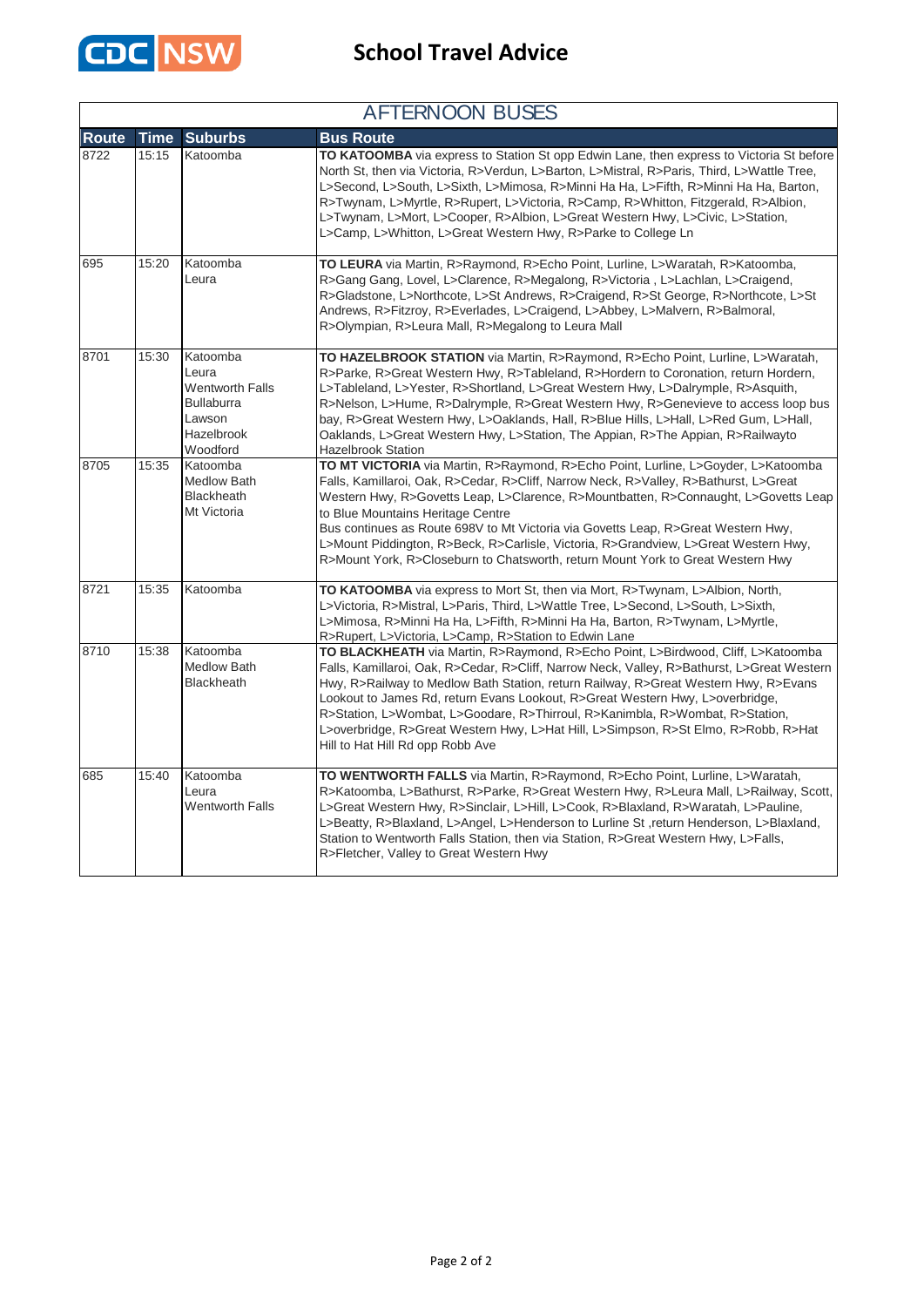# School Travel Advice

## AFTERNOON BUSES

| Route | Time | Suburbs | Bus Route |
|---|---|---|---|
| 8722 | 15:15 | Katoomba | **TO KATOOMBA** via express to Station St opp Edwin Lane, then express to Victoria St before North St, then via Victoria, R>Verdun, L>Barton, L>Mistral, R>Paris, Third, L>Wattle Tree, L>Second, L>South, L>Sixth, L>Mimosa, R>Minni Ha Ha, L>Fifth, R>Minni Ha Ha, Barton, R>Twynam, L>Myrtle, R>Rupert, L>Victoria, R>Camp, R>Whitton, Fitzgerald, R>Albion, L>Twynam, L>Mort, L>Cooper, R>Albion, L>Great Western Hwy, L>Civic, L>Station, L>Camp, L>Whitton, L>Great Western Hwy, R>Parke to College Ln |
| 695 | 15:20 | Katoomba<br>Leura | **TO LEURA** via Martin, R>Raymond, R>Echo Point, Lurline, L>Waratah, R>Katoomba, R>Gang Gang, Lovel, L>Clarence, R>Megalong, R>Victoria , L>Lachlan, L>Craigend, R>Gladstone, L>Northcote, L>St Andrews, R>Craigend, R>St George, R>Northcote, L>St Andrews, R>Fitzroy, R>Everlades, L>Craigend, L>Abbey, L>Malvern, R>Balmoral, R>Olympian, R>Leura Mall, R>Megalong to Leura Mall |
| 8701 | 15:30 | Katoomba<br>Leura<br>Wentworth Falls<br>Bullaburra<br>Lawson<br>Hazelbrook<br>Woodford | **TO HAZELBROOK STATION** via Martin, R>Raymond, R>Echo Point, Lurline, L>Waratah, R>Parke, R>Great Western Hwy, R>Tableland, R>Hordern to Coronation, return Hordern, L>Tableland, L>Yester, R>Shortland, L>Great Western Hwy, L>Dalrymple, R>Asquith, R>Nelson, L>Hume, R>Dalrymple, R>Great Western Hwy, R>Genevieve to access loop bus bay, R>Great Western Hwy, L>Oaklands, Hall, R>Blue Hills, L>Hall, L>Red Gum, L>Hall, Oaklands, L>Great Western Hwy, L>Station, The Appian, R>The Appian, R>Railwayto Hazelbrook Station |
| 8705 | 15:35 | Katoomba<br>Medlow Bath<br>Blackheath<br>Mt Victoria | **TO MT VICTORIA** via Martin, R>Raymond, R>Echo Point, Lurline, L>Goyder, L>Katoomba Falls, Kamillaroi, Oak, R>Cedar, R>Cliff, Narrow Neck, R>Valley, R>Bathurst, L>Great Western Hwy, R>Govetts Leap, L>Clarence, R>Mountbatten, R>Connaught, L>Govetts Leap to Blue Mountains Heritage Centre<br>Bus continues as Route 698V to Mt Victoria via Govetts Leap, R>Great Western Hwy, L>Mount Piddington, R>Beck, R>Carlisle, Victoria, R>Grandview, L>Great Western Hwy, R>Mount York, R>Closeburn to Chatsworth, return Mount York to Great Western Hwy |
| 8721 | 15:35 | Katoomba | **TO KATOOMBA** via express to Mort St, then via Mort, R>Twynam, L>Albion, North, L>Victoria, R>Mistral, L>Paris, Third, L>Wattle Tree, L>Second, L>South, L>Sixth, L>Mimosa, R>Minni Ha Ha, L>Fifth, R>Minni Ha Ha, Barton, R>Twynam, L>Myrtle, R>Rupert, L>Victoria, L>Camp, R>Station to Edwin Lane |
| 8710 | 15:38 | Katoomba<br>Medlow Bath<br>Blackheath | **TO BLACKHEATH** via Martin, R>Raymond, R>Echo Point, L>Birdwood, Cliff, L>Katoomba Falls, Kamillaroi, Oak, R>Cedar, R>Cliff, Narrow Neck, Valley, R>Bathurst, L>Great Western Hwy, R>Railway to Medlow Bath Station, return Railway, R>Great Western Hwy, R>Evans Lookout to James Rd, return Evans Lookout, R>Great Western Hwy, L>overbridge, R>Station, L>Wombat, L>Goodare, R>Thirroul, R>Kanimbla, R>Wombat, R>Station, L>overbridge, R>Great Western Hwy, L>Hat Hill, L>Simpson, R>St Elmo, R>Robb, R>Hat Hill to Hat Hill Rd opp Robb Ave |
| 685 | 15:40 | Katoomba<br>Leura<br>Wentworth Falls | **TO WENTWORTH FALLS** via Martin, R>Raymond, R>Echo Point, Lurline, L>Waratah, R>Katoomba, L>Bathurst, R>Parke, R>Great Western Hwy, R>Leura Mall, L>Railway, Scott, L>Great Western Hwy, R>Sinclair, L>Hill, L>Cook, R>Blaxland, R>Waratah, L>Pauline, L>Beatty, R>Blaxland, L>Angel, L>Henderson to Lurline St ,return Henderson, L>Blaxland, Station to Wentworth Falls Station, then via Station, R>Great Western Hwy, L>Falls, R>Fletcher, Valley to Great Western Hwy |